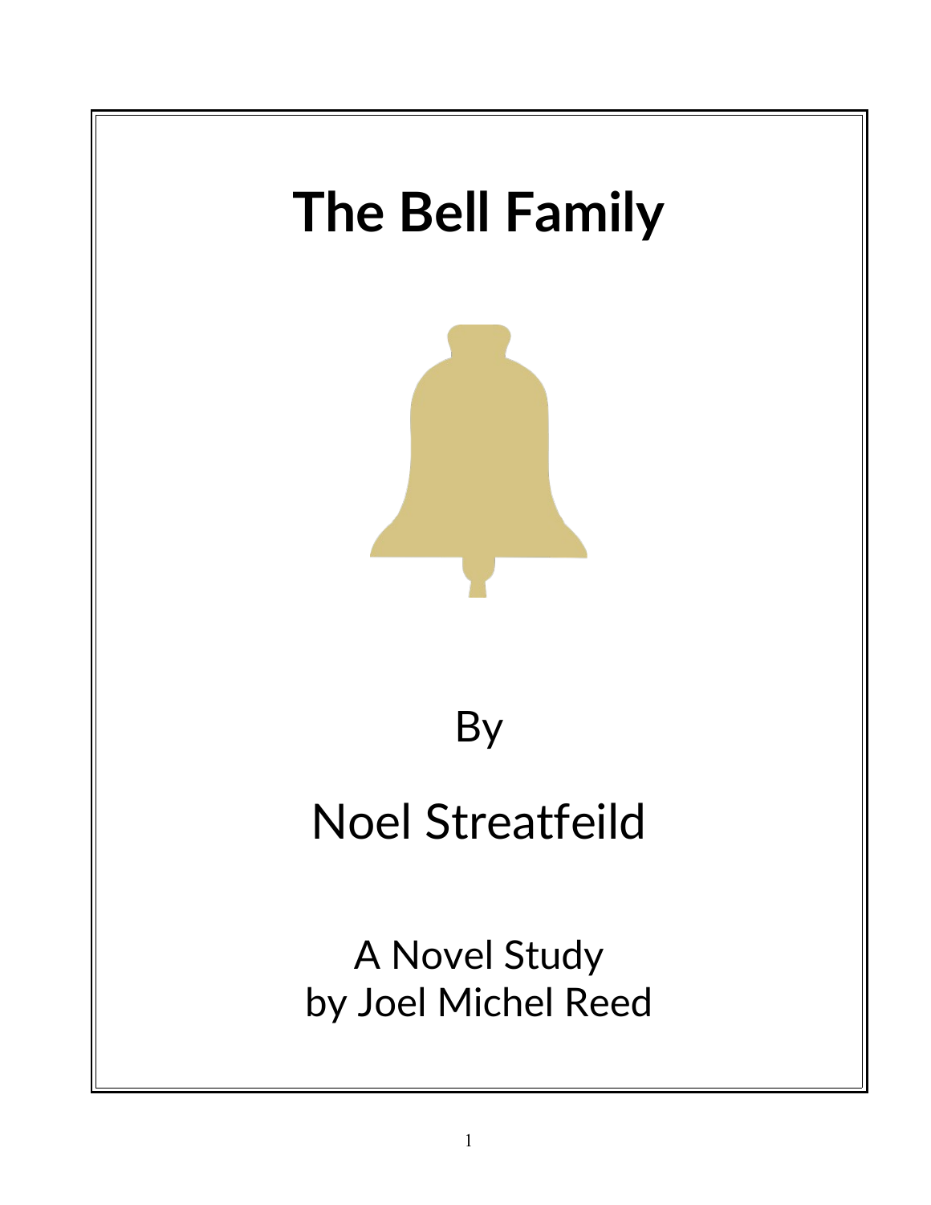# The Bell Family

By

Noel Streatfeild

A Novel Study
by Joel Michel Reed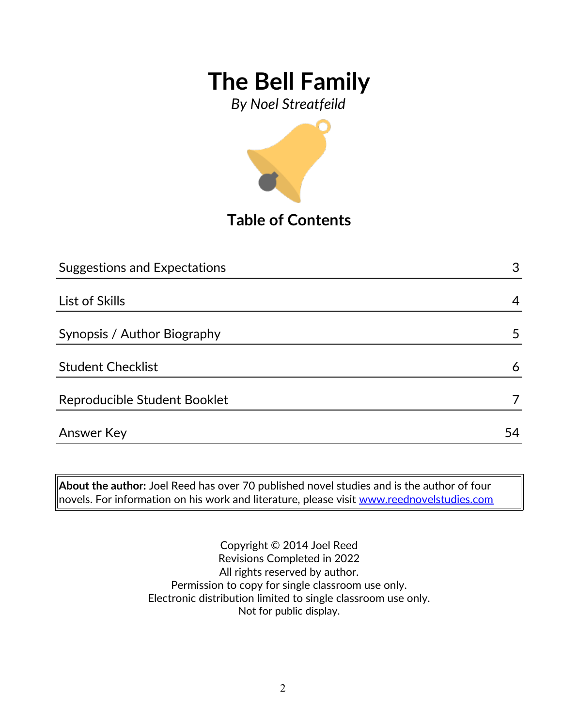# The Bell Family

*By Noel Streatfeild*

## Table of Contents

| | |
|---|---|
| Suggestions and Expectations | 3 |
| List of Skills | 4 |
| Synopsis / Author Biography | 5 |
| Student Checklist | 6 |
| Reproducible Student Booklet | 7 |
| Answer Key | 54 |

**About the author:** Joel Reed has over 70 published novel studies and is the author of four novels. For information on his work and literature, please visit www.reednovelstudies.com

Copyright © 2014 Joel Reed
Revisions Completed in 2022
All rights reserved by author.
Permission to copy for single classroom use only.
Electronic distribution limited to single classroom use only.
Not for public display.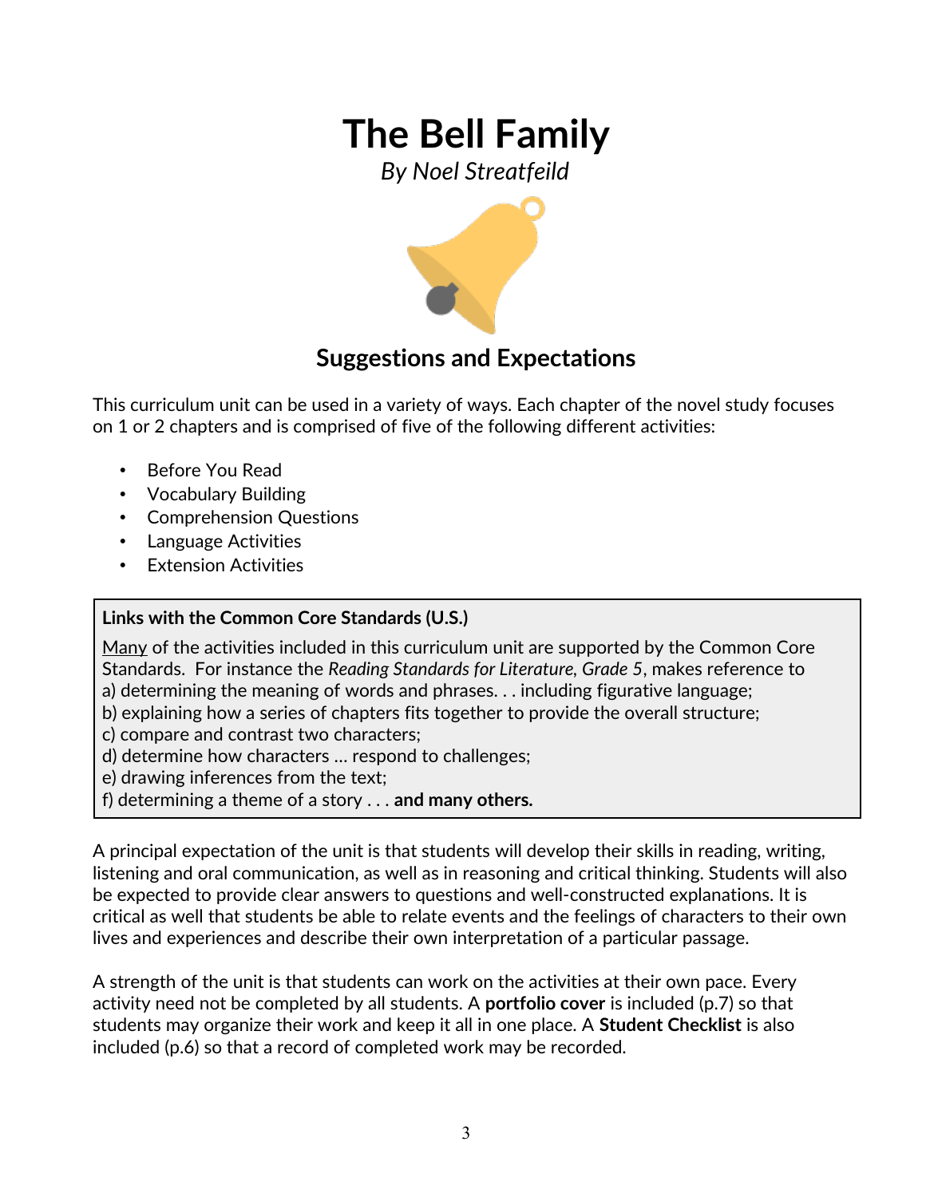# The Bell Family

*By Noel Streatfeild*

## Suggestions and Expectations

This curriculum unit can be used in a variety of ways. Each chapter of the novel study focuses on 1 or 2 chapters and is comprised of five of the following different activities:

- Before You Read
- Vocabulary Building
- Comprehension Questions
- Language Activities
- Extension Activities

**Links with the Common Core Standards (U.S.)**

<u>Many</u> of the activities included in this curriculum unit are supported by the Common Core Standards. For instance the *Reading Standards for Literature, Grade 5*, makes reference to
a) determining the meaning of words and phrases. . . including figurative language;
b) explaining how a series of chapters fits together to provide the overall structure;
c) compare and contrast two characters;
d) determine how characters … respond to challenges;
e) drawing inferences from the text;
f) determining a theme of a story . . . **and many others.**

A principal expectation of the unit is that students will develop their skills in reading, writing, listening and oral communication, as well as in reasoning and critical thinking. Students will also be expected to provide clear answers to questions and well-constructed explanations. It is critical as well that students be able to relate events and the feelings of characters to their own lives and experiences and describe their own interpretation of a particular passage.

A strength of the unit is that students can work on the activities at their own pace. Every activity need not be completed by all students. A **portfolio cover** is included (p.7) so that students may organize their work and keep it all in one place. A **Student Checklist** is also included (p.6) so that a record of completed work may be recorded.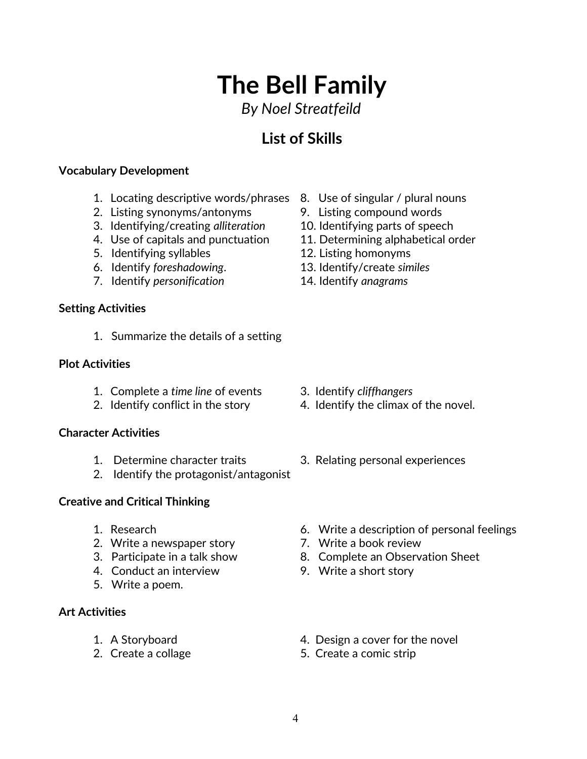# The Bell Family

*By Noel Streatfeild*

## List of Skills

**Vocabulary Development**

1. Locating descriptive words/phrases
2. Listing synonyms/antonyms
3. Identifying/creating *alliteration*
4. Use of capitals and punctuation
5. Identifying syllables
6. Identify *foreshadowing*.
7. Identify *personification*
8. Use of singular / plural nouns
9. Listing compound words
10. Identifying parts of speech
11. Determining alphabetical order
12. Listing homonyms
13. Identify/create *similes*
14. Identify *anagrams*

**Setting Activities**

1. Summarize the details of a setting

**Plot Activities**

1. Complete a *time line* of events
2. Identify conflict in the story
3. Identify *cliffhangers*
4. Identify the climax of the novel.

**Character Activities**

1. Determine character traits
2. Identify the protagonist/antagonist
3. Relating personal experiences

**Creative and Critical Thinking**

1. Research
2. Write a newspaper story
3. Participate in a talk show
4. Conduct an interview
5. Write a poem.
6. Write a description of personal feelings
7. Write a book review
8. Complete an Observation Sheet
9. Write a short story

**Art Activities**

1. A Storyboard
2. Create a collage
4. Design a cover for the novel
5. Create a comic strip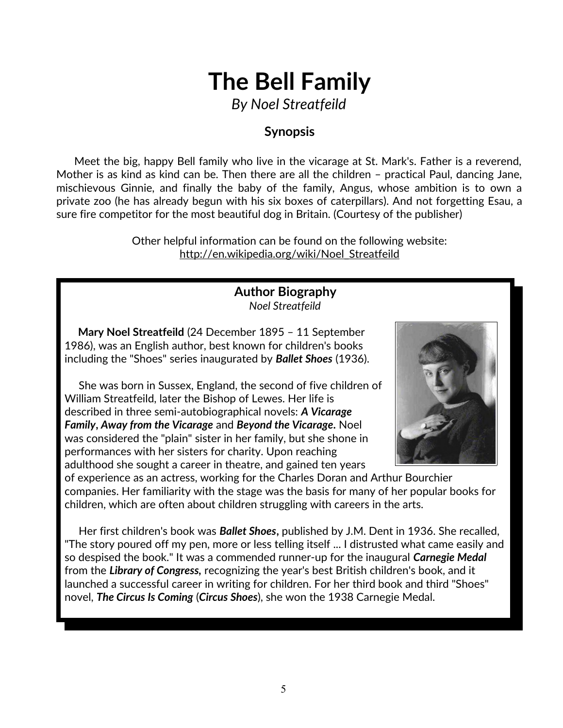# The Bell Family

*By Noel Streatfeild*

### Synopsis

Meet the big, happy Bell family who live in the vicarage at St. Mark's. Father is a reverend, Mother is as kind as kind can be. Then there are all the children – practical Paul, dancing Jane, mischievous Ginnie, and finally the baby of the family, Angus, whose ambition is to own a private zoo (he has already begun with his six boxes of caterpillars). And not forgetting Esau, a sure fire competitor for the most beautiful dog in Britain. (Courtesy of the publisher)

Other helpful information can be found on the following website:
http://en.wikipedia.org/wiki/Noel_Streatfeild

### Author Biography

*Noel Streatfeild*

**Mary Noel Streatfeild** (24 December 1895 – 11 September 1986), was an English author, best known for children's books including the "Shoes" series inaugurated by ***Ballet Shoes*** (1936).

She was born in Sussex, England, the second of five children of William Streatfeild, later the Bishop of Lewes. Her life is described in three semi-autobiographical novels: ***A Vicarage Family***, ***Away from the Vicarage*** and ***Beyond the Vicarage***. Noel was considered the "plain" sister in her family, but she shone in performances with her sisters for charity. Upon reaching adulthood she sought a career in theatre, and gained ten years of experience as an actress, working for the Charles Doran and Arthur Bourchier companies. Her familiarity with the stage was the basis for many of her popular books for children, which are often about children struggling with careers in the arts.

Her first children's book was ***Ballet Shoes***, published by J.M. Dent in 1936. She recalled, "The story poured off my pen, more or less telling itself ... I distrusted what came easily and so despised the book." It was a commended runner-up for the inaugural ***Carnegie Medal*** from the ***Library of Congress***, recognizing the year's best British children's book, and it launched a successful career in writing for children. For her third book and third "Shoes" novel, ***The Circus Is Coming*** (***Circus Shoes***), she won the 1938 Carnegie Medal.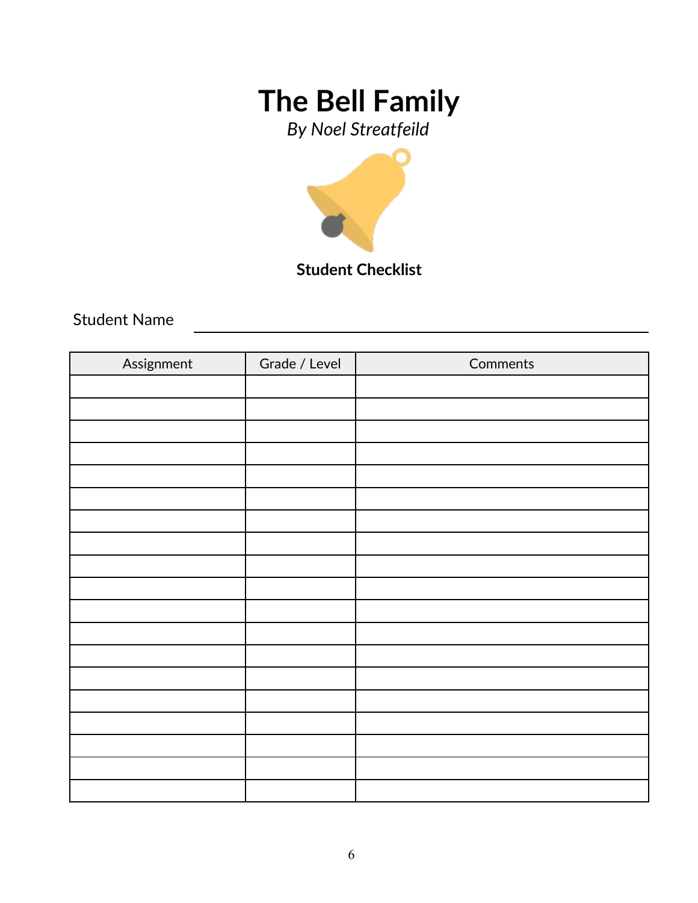# The Bell Family

*By Noel Streatfeild*

**Student Checklist**

Student Name ____________________________________________

| Assignment | Grade / Level | Comments |
|---|---|---|
| | | |
| | | |
| | | |
| | | |
| | | |
| | | |
| | | |
| | | |
| | | |
| | | |
| | | |
| | | |
| | | |
| | | |
| | | |
| | | |
| | | |
| | | |
| | | |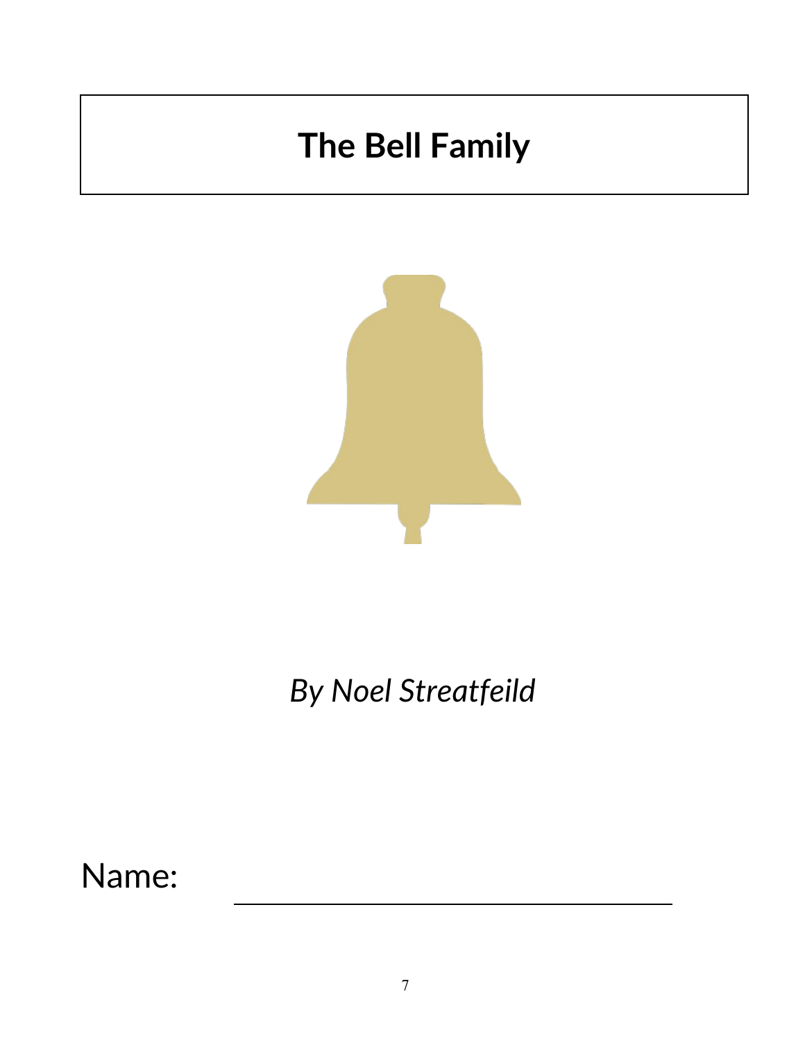# The Bell Family

*By Noel Streatfeild*

Name: ______________________________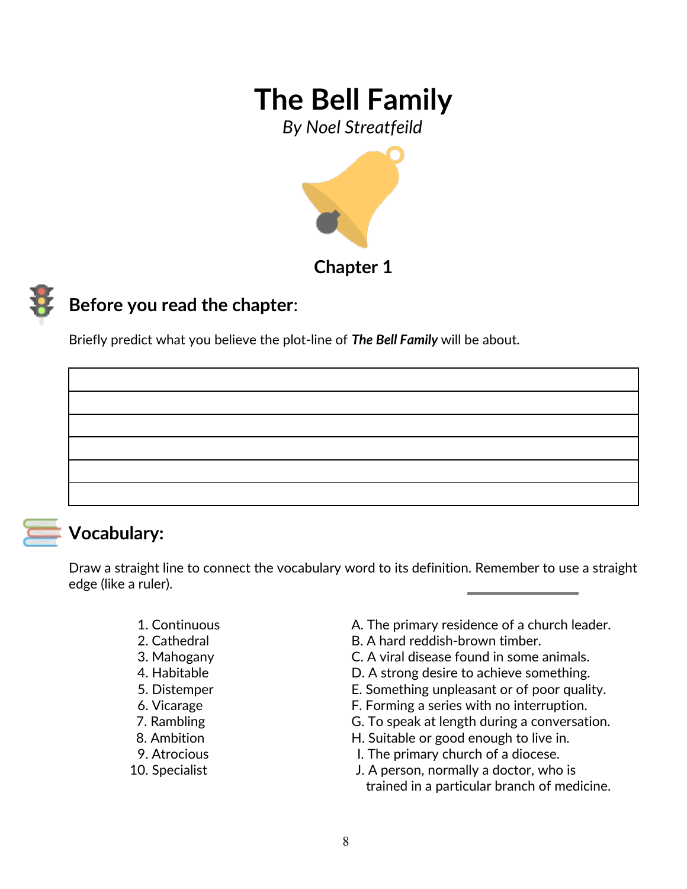# The Bell Family

*By Noel Streatfeild*

## Chapter 1

## Before you read the chapter:

Briefly predict what you believe the plot-line of ***The Bell Family*** will be about.

| |
|---|
| |
| |
| |
| |
| |
| |

## Vocabulary:

Draw a straight line to connect the vocabulary word to its definition. Remember to use a straight edge (like a ruler).

| | |
|---|---|
| 1. Continuous | A. The primary residence of a church leader. |
| 2. Cathedral | B. A hard reddish-brown timber. |
| 3. Mahogany | C. A viral disease found in some animals. |
| 4. Habitable | D. A strong desire to achieve something. |
| 5. Distemper | E. Something unpleasant or of poor quality. |
| 6. Vicarage | F. Forming a series with no interruption. |
| 7. Rambling | G. To speak at length during a conversation. |
| 8. Ambition | H. Suitable or good enough to live in. |
| 9. Atrocious | I. The primary church of a diocese. |
| 10. Specialist | J. A person, normally a doctor, who is trained in a particular branch of medicine. |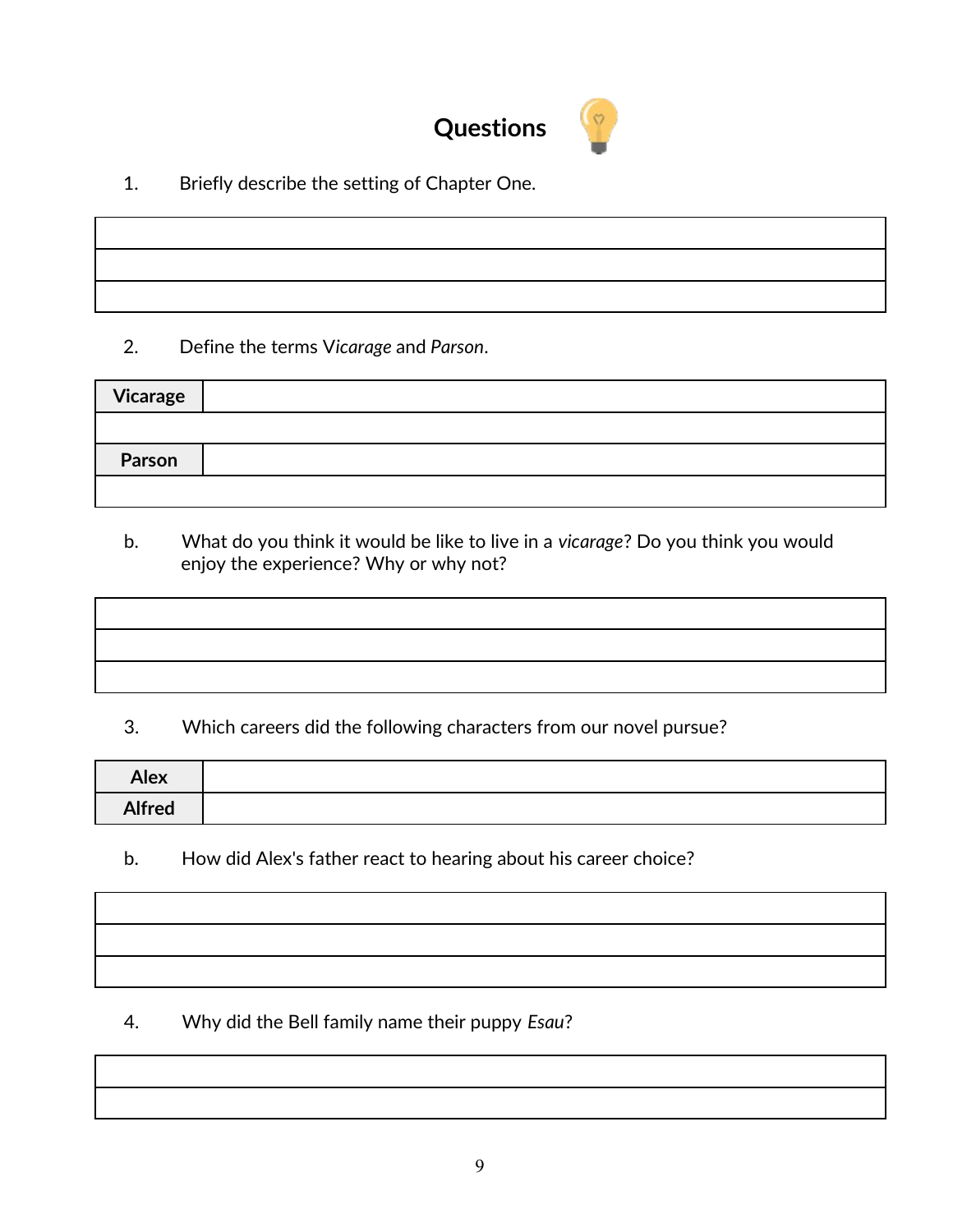# **Questions**

1. Briefly describe the setting of Chapter One.

| |
|---|
| |
| |
| |

2. Define the terms V*icarage* and *Parson*.

| | |
|---|---|
| **Vicarage** | |
| | |
| **Parson** | |
| | |

b. What do you think it would be like to live in a *vicarage*? Do you think you would enjoy the experience? Why or why not?

| |
|---|
| |
| |
| |

3. Which careers did the following characters from our novel pursue?

| | |
|---|---|
| **Alex** | |
| **Alfred** | |

b. How did Alex's father react to hearing about his career choice?

| |
|---|
| |
| |
| |

4. Why did the Bell family name their puppy *Esau*?

| |
|---|
| |
| |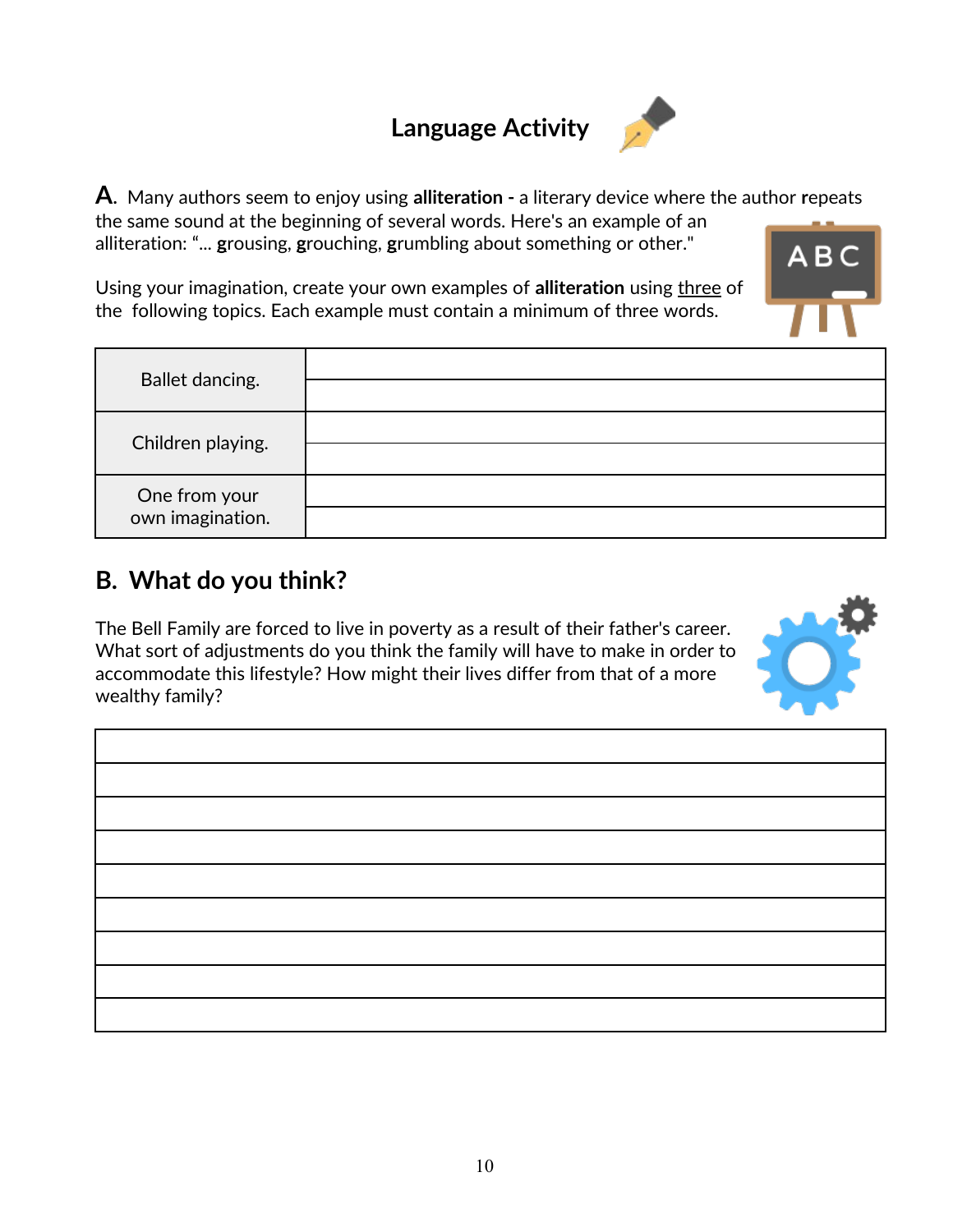# Language Activity

**A.** Many authors seem to enjoy using **alliteration -** a literary device where the author **r**epeats the same sound at the beginning of several words. Here's an example of an alliteration: "... **g**rousing, **g**rouching, **g**rumbling about something or other."

Using your imagination, create your own examples of **alliteration** using three of the following topics. Each example must contain a minimum of three words.

| | |
|---|---|
| Ballet dancing. | |
| | |
| Children playing. | |
| | |
| One from your own imagination. | |
| | |

## B. What do you think?

The Bell Family are forced to live in poverty as a result of their father's career. What sort of adjustments do you think the family will have to make in order to accommodate this lifestyle? How might their lives differ from that of a more wealthy family?

| |
|---|
| |
| |
| |
| |
| |
| |
| |
| |
| |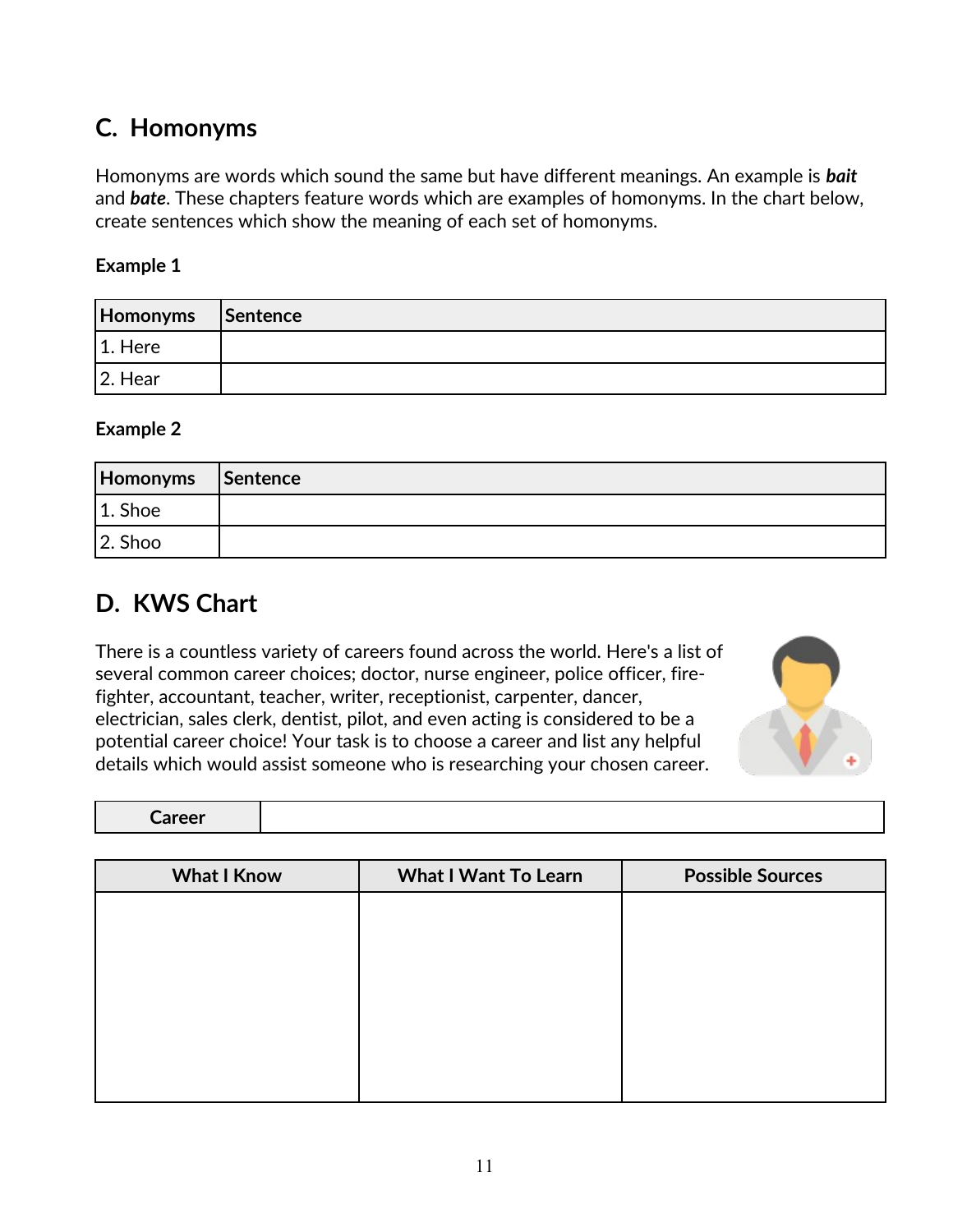## C. Homonyms

Homonyms are words which sound the same but have different meanings. An example is ***bait*** and ***bate***. These chapters feature words which are examples of homonyms. In the chart below, create sentences which show the meaning of each set of homonyms.

**Example 1**

| Homonyms | Sentence |
|---|---|
| 1. Here | |
| 2. Hear | |

**Example 2**

| Homonyms | Sentence |
|---|---|
| 1. Shoe | |
| 2. Shoo | |

## D. KWS Chart

There is a countless variety of careers found across the world. Here's a list of several common career choices; doctor, nurse engineer, police officer, fire-fighter, accountant, teacher, writer, receptionist, carpenter, dancer, electrician, sales clerk, dentist, pilot, and even acting is considered to be a potential career choice! Your task is to choose a career and list any helpful details which would assist someone who is researching your chosen career.

| Career | |
|---|---|

| What I Know | What I Want To Learn | Possible Sources |
|---|---|---|
| | | |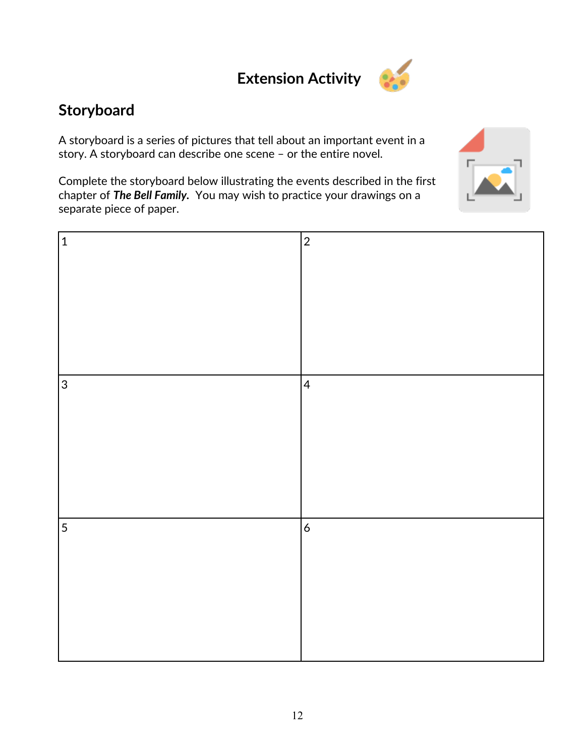# Extension Activity

## Storyboard

A storyboard is a series of pictures that tell about an important event in a story. A storyboard can describe one scene – or the entire novel.

Complete the storyboard below illustrating the events described in the first chapter of ***The Bell Family.*** You may wish to practice your drawings on a separate piece of paper.

| | |
|---|---|
| 1 | 2 |
| 3 | 4 |
| 5 | 6 |